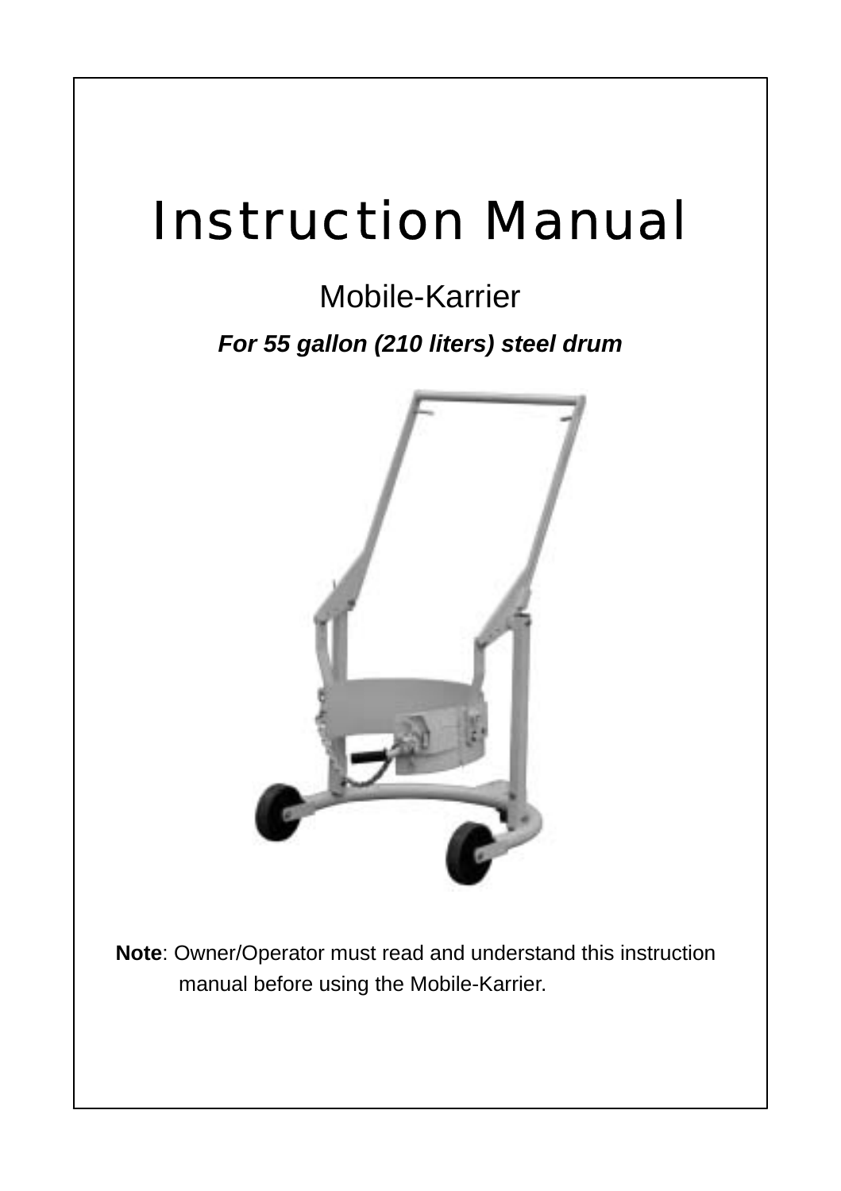# Instruction Manual

## Mobile-Karrier

***For 55 gallon (210 liters) steel drum***

**Note**: Owner/Operator must read and understand this instruction manual before using the Mobile-Karrier.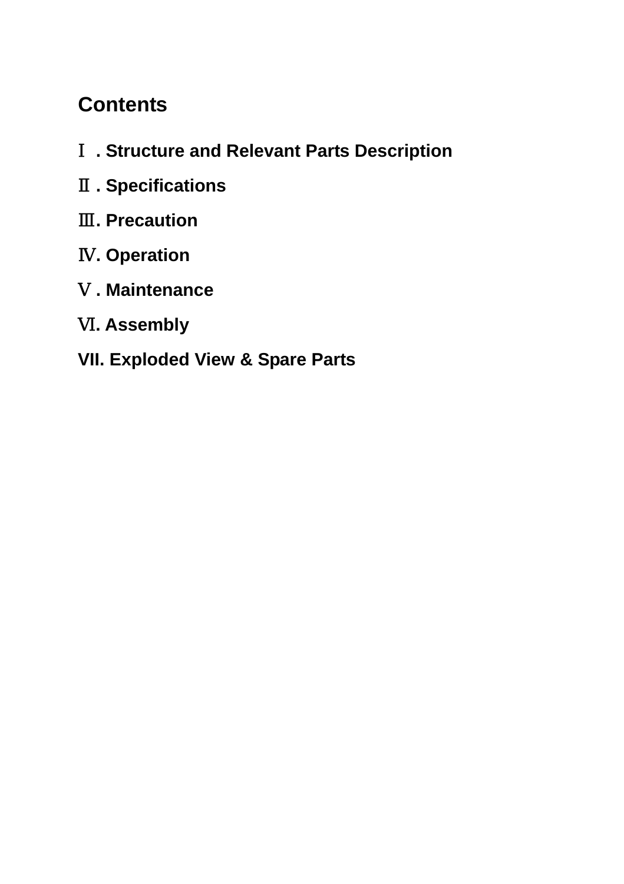# Contents

Ⅰ. Structure and Relevant Parts Description

Ⅱ. Specifications

Ⅲ. Precaution

Ⅳ. Operation

Ⅴ. Maintenance

Ⅵ. Assembly

VII. Exploded View & Spare Parts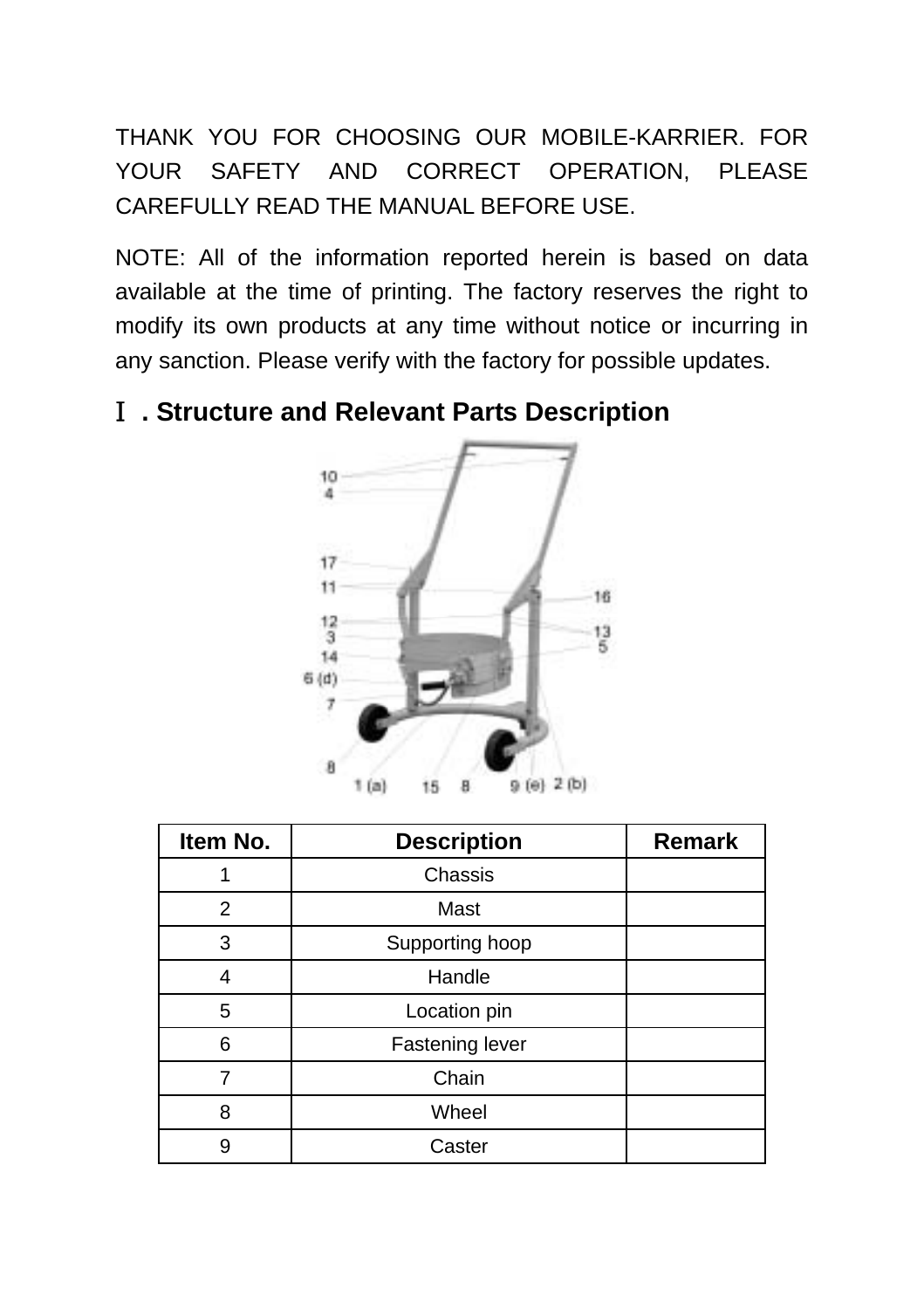THANK YOU FOR CHOOSING OUR MOBILE-KARRIER. FOR YOUR SAFETY AND CORRECT OPERATION, PLEASE CAREFULLY READ THE MANUAL BEFORE USE.

NOTE: All of the information reported herein is based on data available at the time of printing. The factory reserves the right to modify its own products at any time without notice or incurring in any sanction. Please verify with the factory for possible updates.

## Ⅰ. Structure and Relevant Parts Description

10
4
17
11
12
3
14
6 (d)
7
8
1 (a)
15
8
9 (e)
2 (b)
16
13
5

| Item No. | Description | Remark |
|---|---|---|
| 1 | Chassis | |
| 2 | Mast | |
| 3 | Supporting hoop | |
| 4 | Handle | |
| 5 | Location pin | |
| 6 | Fastening lever | |
| 7 | Chain | |
| 8 | Wheel | |
| 9 | Caster | |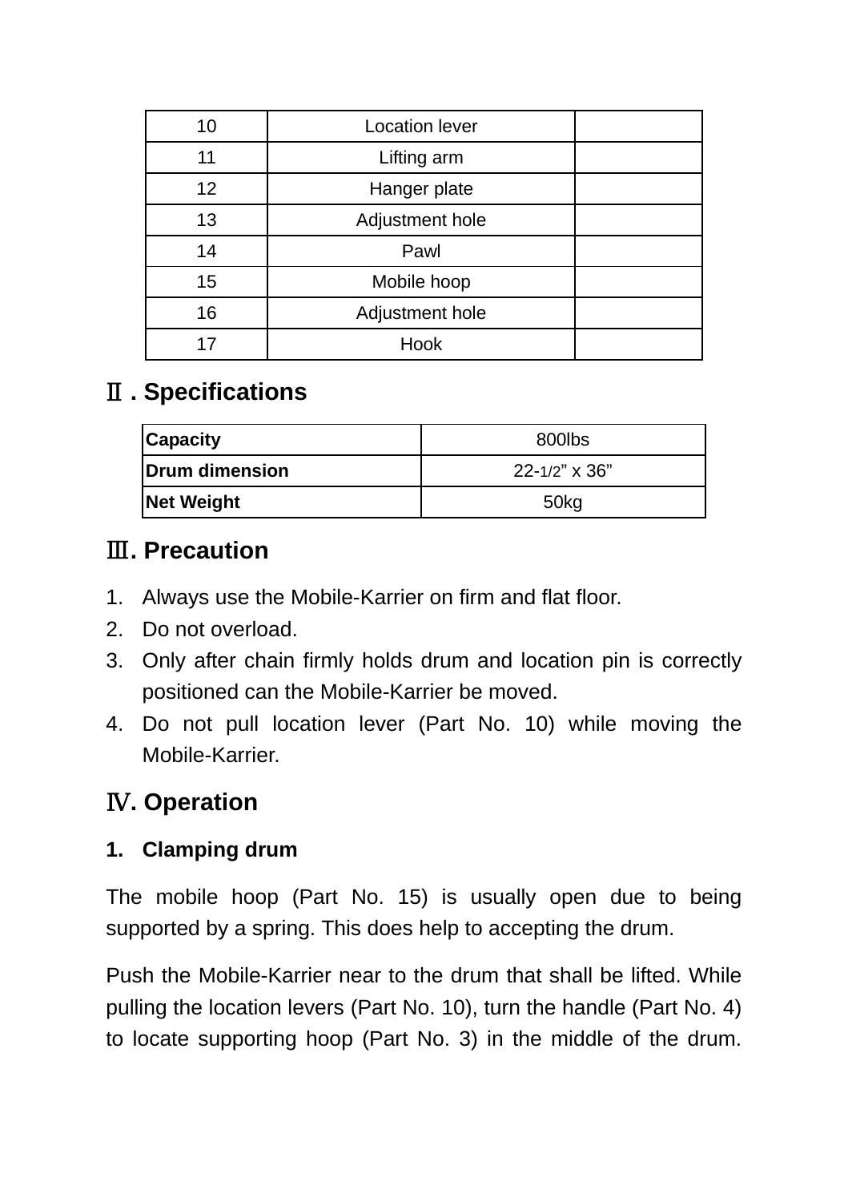| 10 | Location lever | |
|---|---|---|
| 11 | Lifting arm | |
| 12 | Hanger plate | |
| 13 | Adjustment hole | |
| 14 | Pawl | |
| 15 | Mobile hoop | |
| 16 | Adjustment hole | |
| 17 | Hook | |

## Ⅱ. Specifications

| **Capacity** | 800lbs |
|---|---|
| **Drum dimension** | 22-1/2" x 36" |
| **Net Weight** | 50kg |

## Ⅲ. Precaution

1. Always use the Mobile-Karrier on firm and flat floor.
2. Do not overload.
3. Only after chain firmly holds drum and location pin is correctly positioned can the Mobile-Karrier be moved.
4. Do not pull location lever (Part No. 10) while moving the Mobile-Karrier.

## Ⅳ. Operation

### 1. Clamping drum

The mobile hoop (Part No. 15) is usually open due to being supported by a spring. This does help to accepting the drum.

Push the Mobile-Karrier near to the drum that shall be lifted. While pulling the location levers (Part No. 10), turn the handle (Part No. 4) to locate supporting hoop (Part No. 3) in the middle of the drum.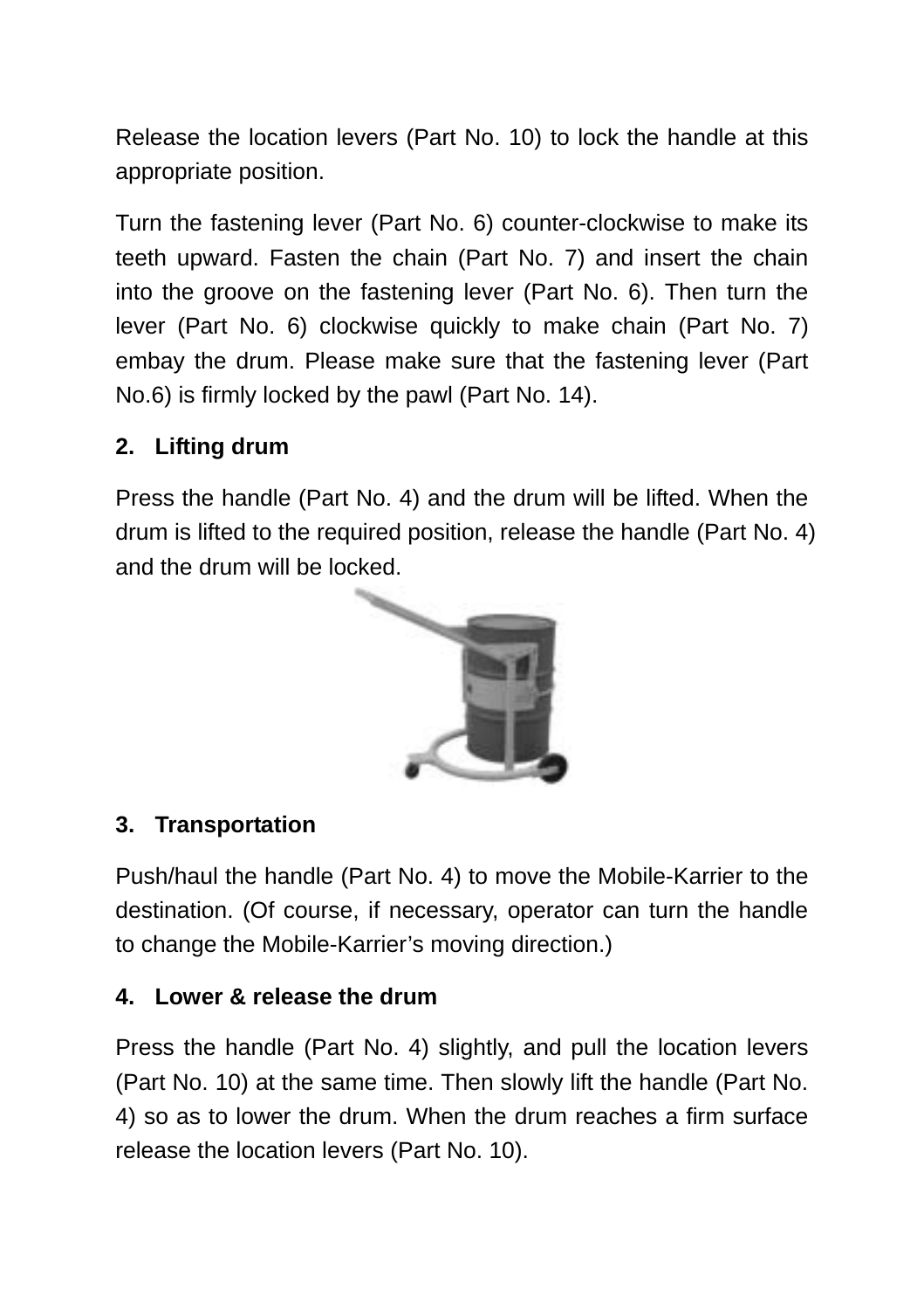Release the location levers (Part No. 10) to lock the handle at this appropriate position.

Turn the fastening lever (Part No. 6) counter-clockwise to make its teeth upward. Fasten the chain (Part No. 7) and insert the chain into the groove on the fastening lever (Part No. 6). Then turn the lever (Part No. 6) clockwise quickly to make chain (Part No. 7) embay the drum. Please make sure that the fastening lever (Part No.6) is firmly locked by the pawl (Part No. 14).

**2. Lifting drum**

Press the handle (Part No. 4) and the drum will be lifted. When the drum is lifted to the required position, release the handle (Part No. 4) and the drum will be locked.

**3. Transportation**

Push/haul the handle (Part No. 4) to move the Mobile-Karrier to the destination. (Of course, if necessary, operator can turn the handle to change the Mobile-Karrier's moving direction.)

**4. Lower & release the drum**

Press the handle (Part No. 4) slightly, and pull the location levers (Part No. 10) at the same time. Then slowly lift the handle (Part No. 4) so as to lower the drum. When the drum reaches a firm surface release the location levers (Part No. 10).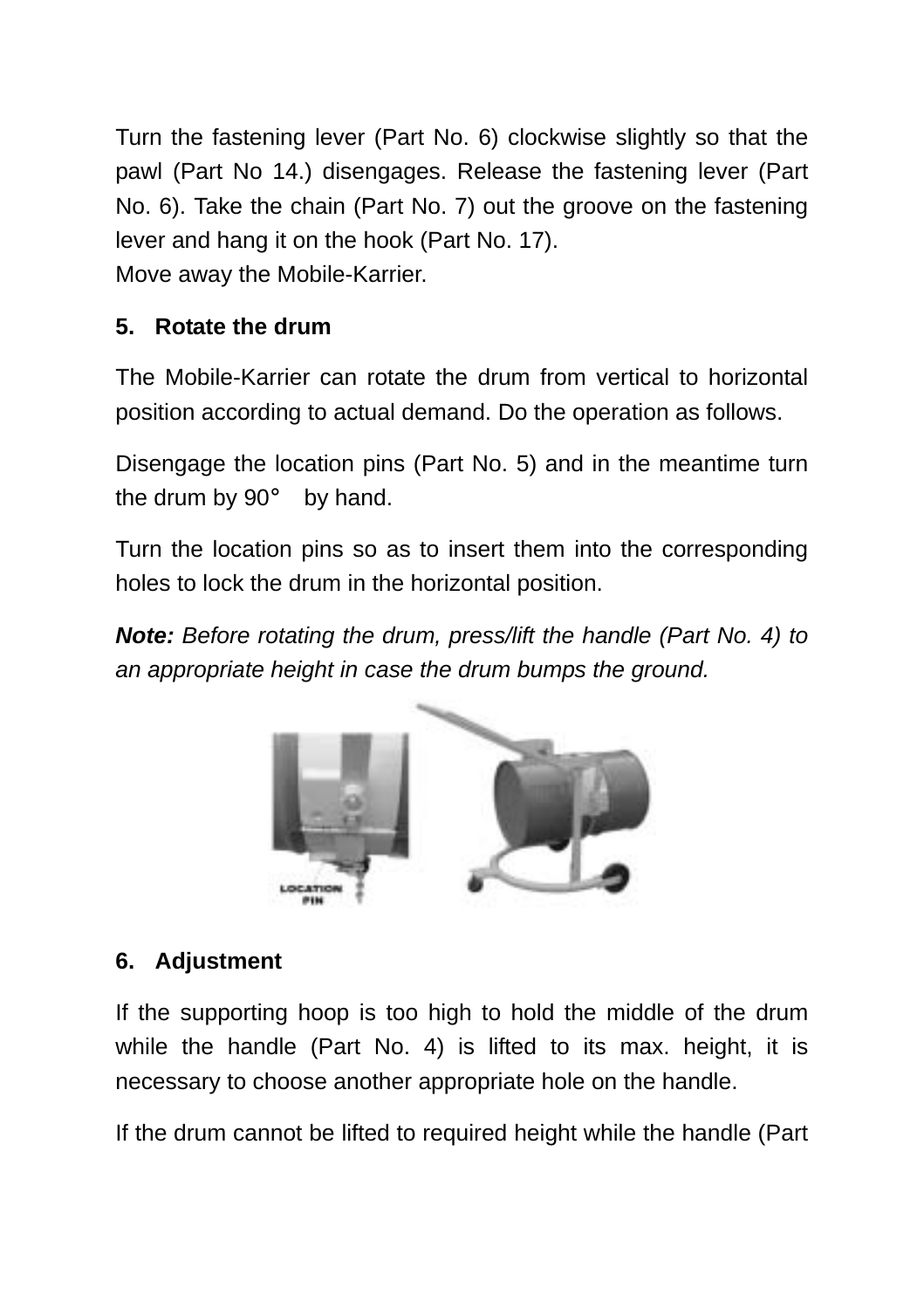Turn the fastening lever (Part No. 6) clockwise slightly so that the pawl (Part No 14.) disengages. Release the fastening lever (Part No. 6). Take the chain (Part No. 7) out the groove on the fastening lever and hang it on the hook (Part No. 17).
Move away the Mobile-Karrier.

**5. Rotate the drum**

The Mobile-Karrier can rotate the drum from vertical to horizontal position according to actual demand. Do the operation as follows.

Disengage the location pins (Part No. 5) and in the meantime turn the drum by 90° by hand.

Turn the location pins so as to insert them into the corresponding holes to lock the drum in the horizontal position.

***Note:*** *Before rotating the drum, press/lift the handle (Part No. 4) to an appropriate height in case the drum bumps the ground.*

**6. Adjustment**

If the supporting hoop is too high to hold the middle of the drum while the handle (Part No. 4) is lifted to its max. height, it is necessary to choose another appropriate hole on the handle.

If the drum cannot be lifted to required height while the handle (Part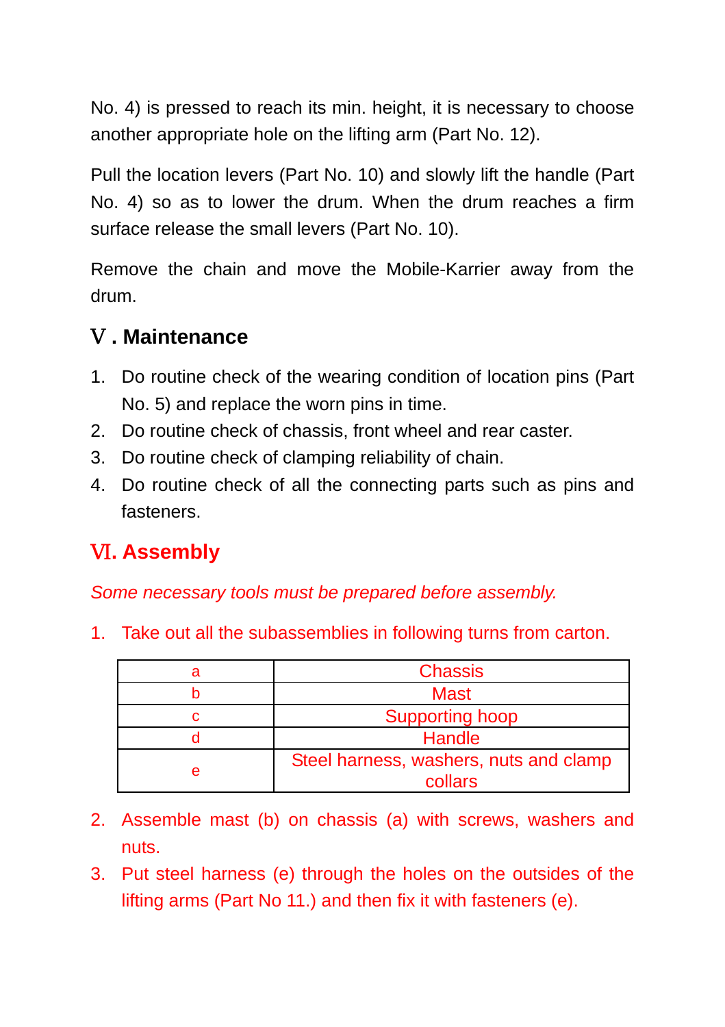No. 4) is pressed to reach its min. height, it is necessary to choose another appropriate hole on the lifting arm (Part No. 12).

Pull the location levers (Part No. 10) and slowly lift the handle (Part No. 4) so as to lower the drum. When the drum reaches a firm surface release the small levers (Part No. 10).

Remove the chain and move the Mobile-Karrier away from the drum.

## Ⅴ. Maintenance

1. Do routine check of the wearing condition of location pins (Part No. 5) and replace the worn pins in time.
2. Do routine check of chassis, front wheel and rear caster.
3. Do routine check of clamping reliability of chain.
4. Do routine check of all the connecting parts such as pins and fasteners.

## Ⅵ. Assembly

*Some necessary tools must be prepared before assembly.*

1. Take out all the subassemblies in following turns from carton.

| a | Chassis |
|---|---|
| b | Mast |
| c | Supporting hoop |
| d | Handle |
| e | Steel harness, washers, nuts and clamp collars |

2. Assemble mast (b) on chassis (a) with screws, washers and nuts.
3. Put steel harness (e) through the holes on the outsides of the lifting arms (Part No 11.) and then fix it with fasteners (e).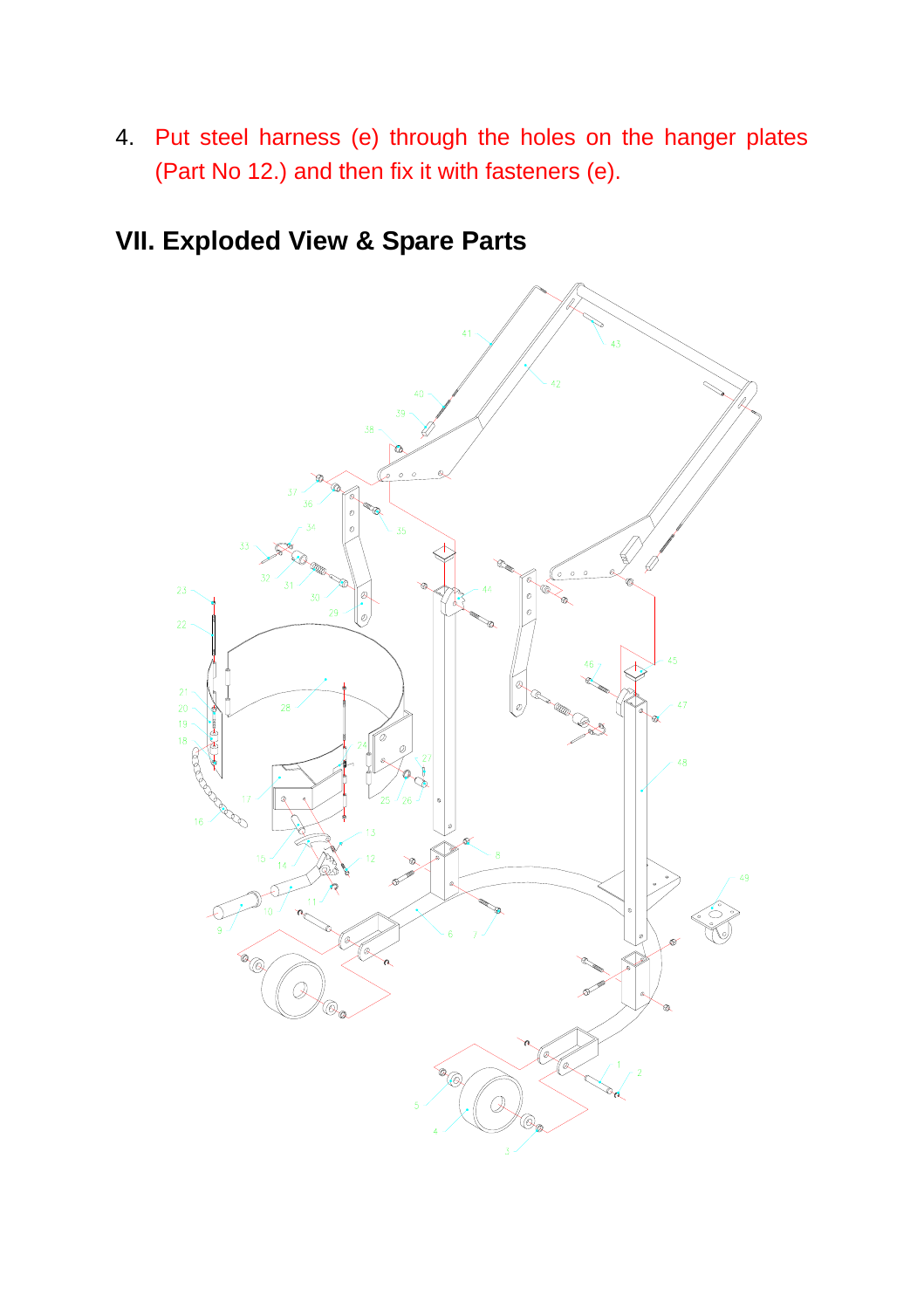4. Put steel harness (e) through the holes on the hanger plates (Part No 12.) and then fix it with fasteners (e).

## VII. Exploded View & Spare Parts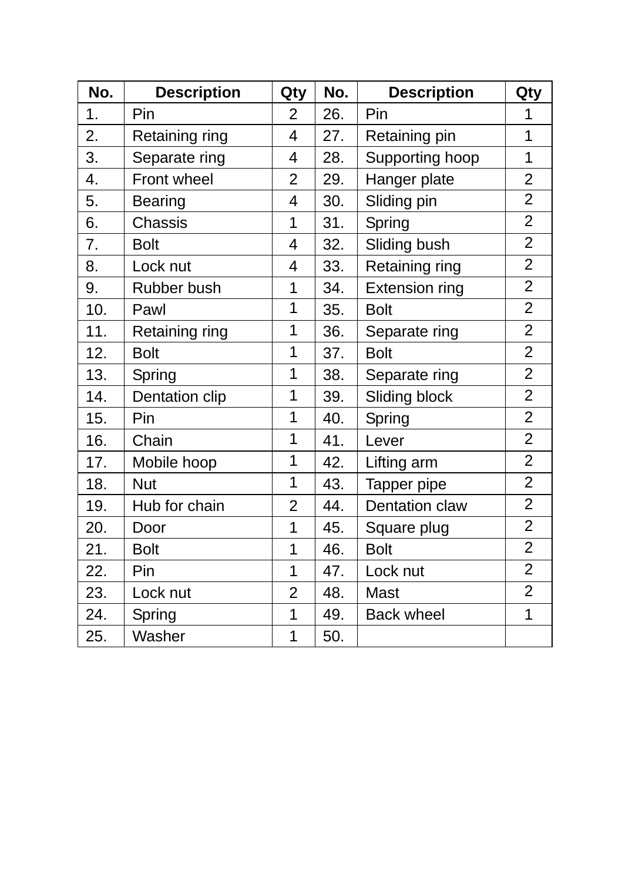| No. | Description | Qty | No. | Description | Qty |
|---|---|---|---|---|---|
| 1. | Pin | 2 | 26. | Pin | 1 |
| 2. | Retaining ring | 4 | 27. | Retaining pin | 1 |
| 3. | Separate ring | 4 | 28. | Supporting hoop | 1 |
| 4. | Front wheel | 2 | 29. | Hanger plate | 2 |
| 5. | Bearing | 4 | 30. | Sliding pin | 2 |
| 6. | Chassis | 1 | 31. | Spring | 2 |
| 7. | Bolt | 4 | 32. | Sliding bush | 2 |
| 8. | Lock nut | 4 | 33. | Retaining ring | 2 |
| 9. | Rubber bush | 1 | 34. | Extension ring | 2 |
| 10. | Pawl | 1 | 35. | Bolt | 2 |
| 11. | Retaining ring | 1 | 36. | Separate ring | 2 |
| 12. | Bolt | 1 | 37. | Bolt | 2 |
| 13. | Spring | 1 | 38. | Separate ring | 2 |
| 14. | Dentation clip | 1 | 39. | Sliding block | 2 |
| 15. | Pin | 1 | 40. | Spring | 2 |
| 16. | Chain | 1 | 41. | Lever | 2 |
| 17. | Mobile hoop | 1 | 42. | Lifting arm | 2 |
| 18. | Nut | 1 | 43. | Tapper pipe | 2 |
| 19. | Hub for chain | 2 | 44. | Dentation claw | 2 |
| 20. | Door | 1 | 45. | Square plug | 2 |
| 21. | Bolt | 1 | 46. | Bolt | 2 |
| 22. | Pin | 1 | 47. | Lock nut | 2 |
| 23. | Lock nut | 2 | 48. | Mast | 2 |
| 24. | Spring | 1 | 49. | Back wheel | 1 |
| 25. | Washer | 1 | 50. | | |